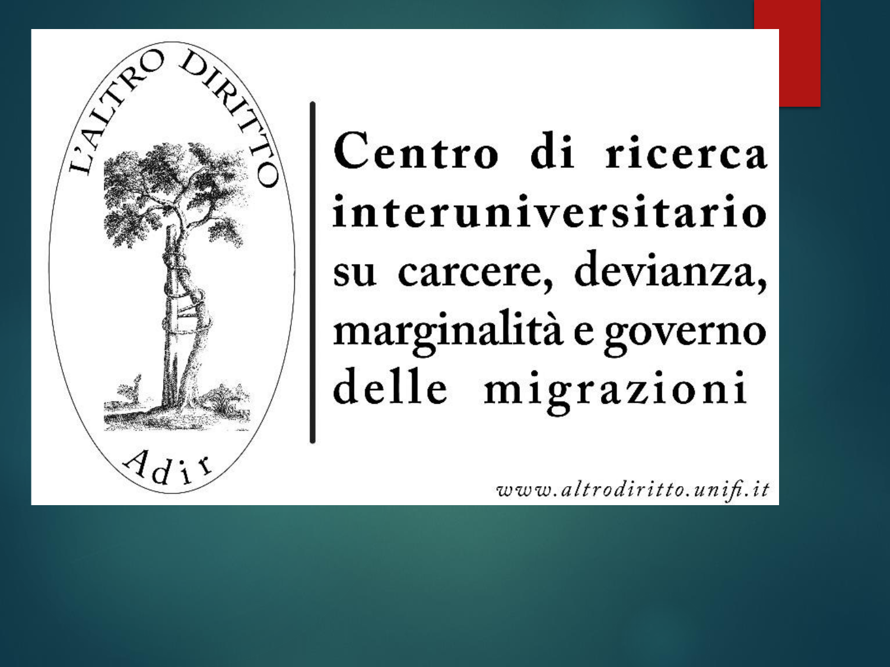L'ALTRO DIRITTO

Adir

**Centro di ricerca interuniversitario** su carcere, devianza, marginalità e governo delle migrazioni

*www.altrodiritto.unifi.it*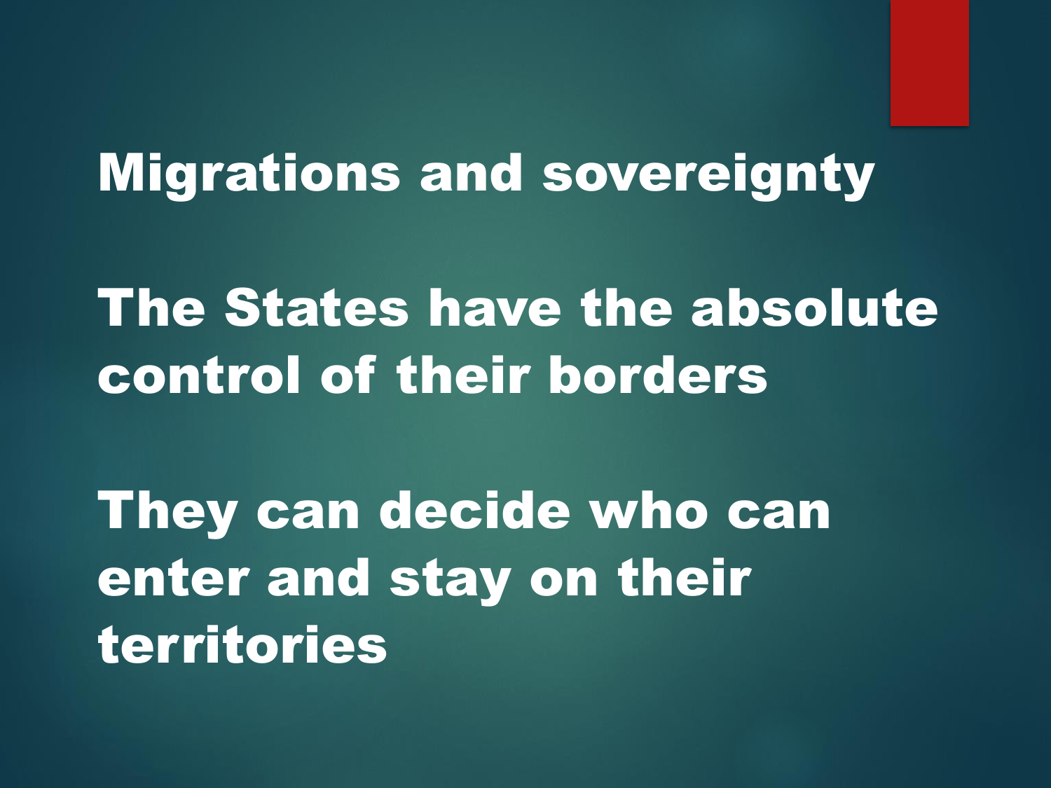# Migrations and sovereignty

**The States have the absolute control of their borders**

**They can decide who can enter and stay on their territories**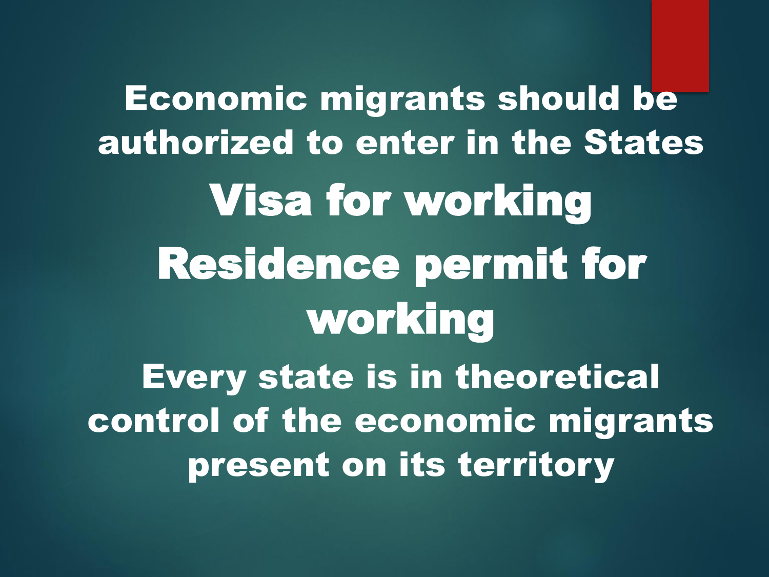**Economic migrants should be authorized to enter in the States**

## Visa for working

## Residence permit for working

**Every state is in theoretical control of the economic migrants present on its territory**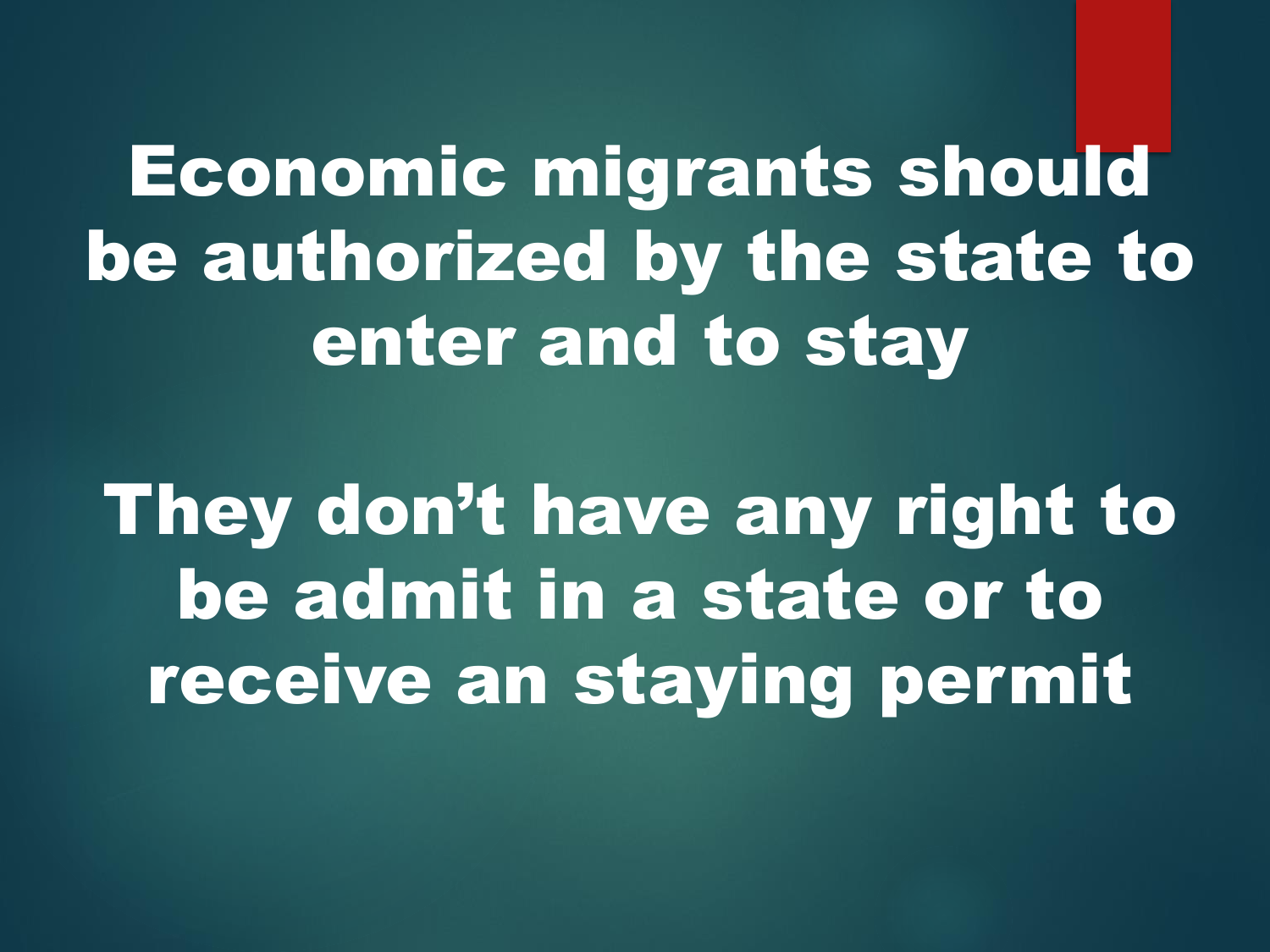# Economic migrants should be authorized by the state to enter and to stay

# They don't have any right to be admit in a state or to receive an staying permit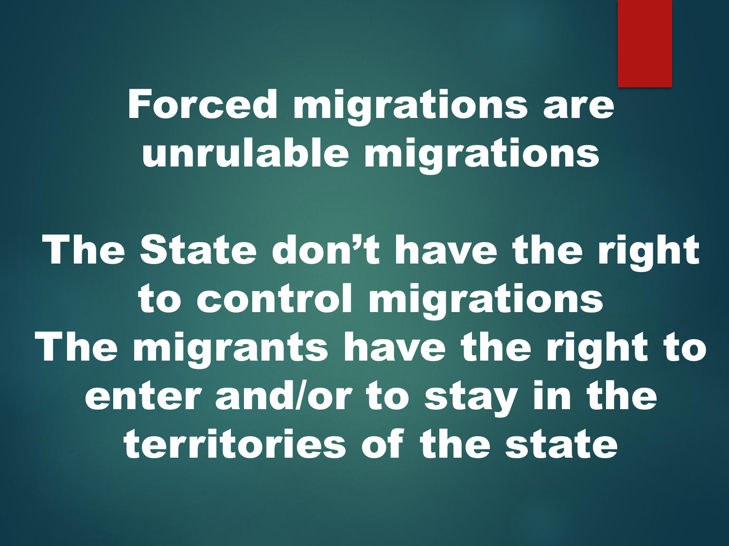# Forced migrations are unrulable migrations

**The State don't have the right to control migrations**
**The migrants have the right to enter and/or to stay in the territories of the state**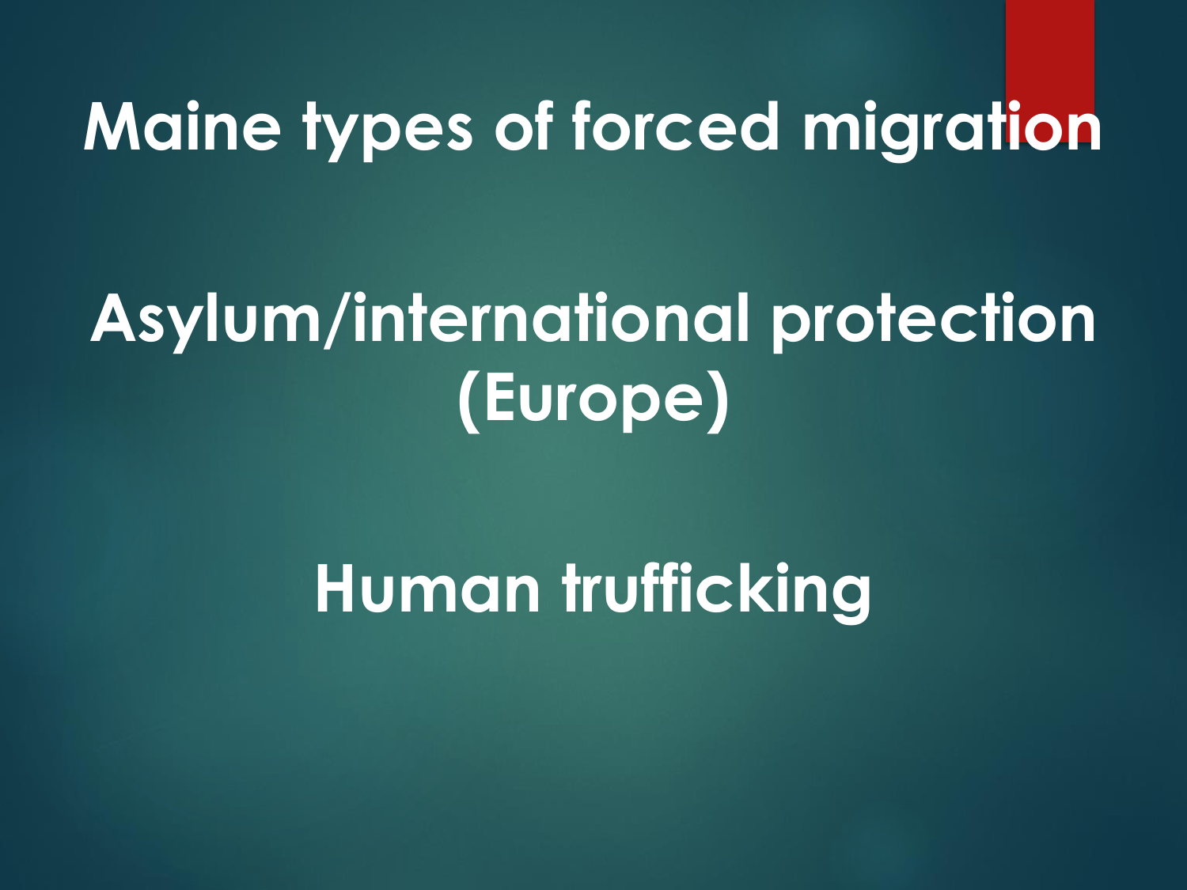# Maine types of forced migration

## Asylum/international protection (Europe)

## Human trufficking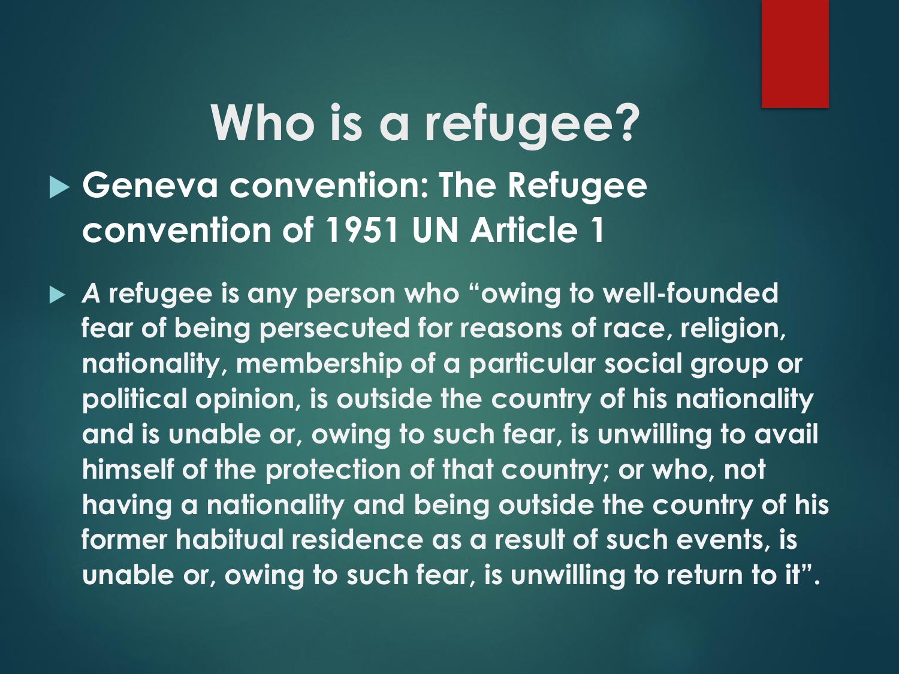# Who is a refugee?

- **Geneva convention: The Refugee convention of 1951 UN Article 1**

- ***A*** **refugee is any person who "owing to well-founded fear of being persecuted for reasons of race, religion, nationality, membership of a particular social group or political opinion, is outside the country of his nationality and is unable or, owing to such fear, is unwilling to avail himself of the protection of that country; or who, not having a nationality and being outside the country of his former habitual residence as a result of such events, is unable or, owing to such fear, is unwilling to return to it".**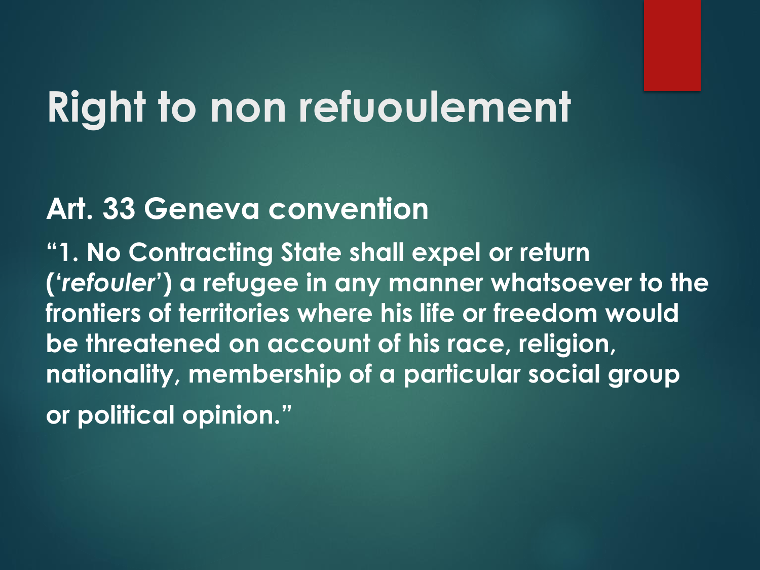# Right to non refuoulement

## Art. 33 Geneva convention

**"1. No Contracting State shall expel or return ('*refouler*') a refugee in any manner whatsoever to the frontiers of territories where his life or freedom would be threatened on account of his race, religion, nationality, membership of a particular social group or political opinion."**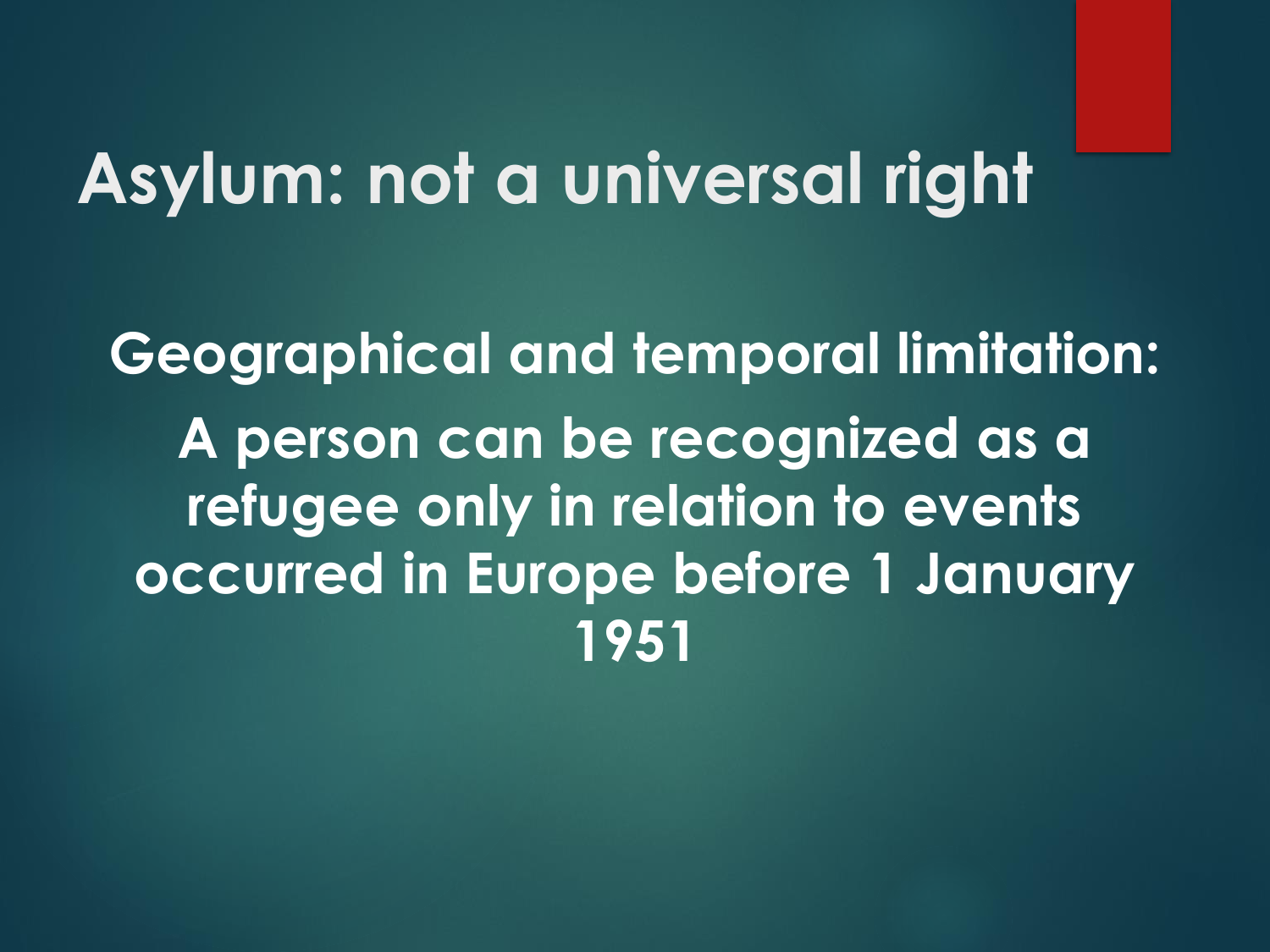# Asylum: not a universal right

**Geographical and temporal limitation:**

**A person can be recognized as a refugee only in relation to events occurred in Europe before 1 January 1951**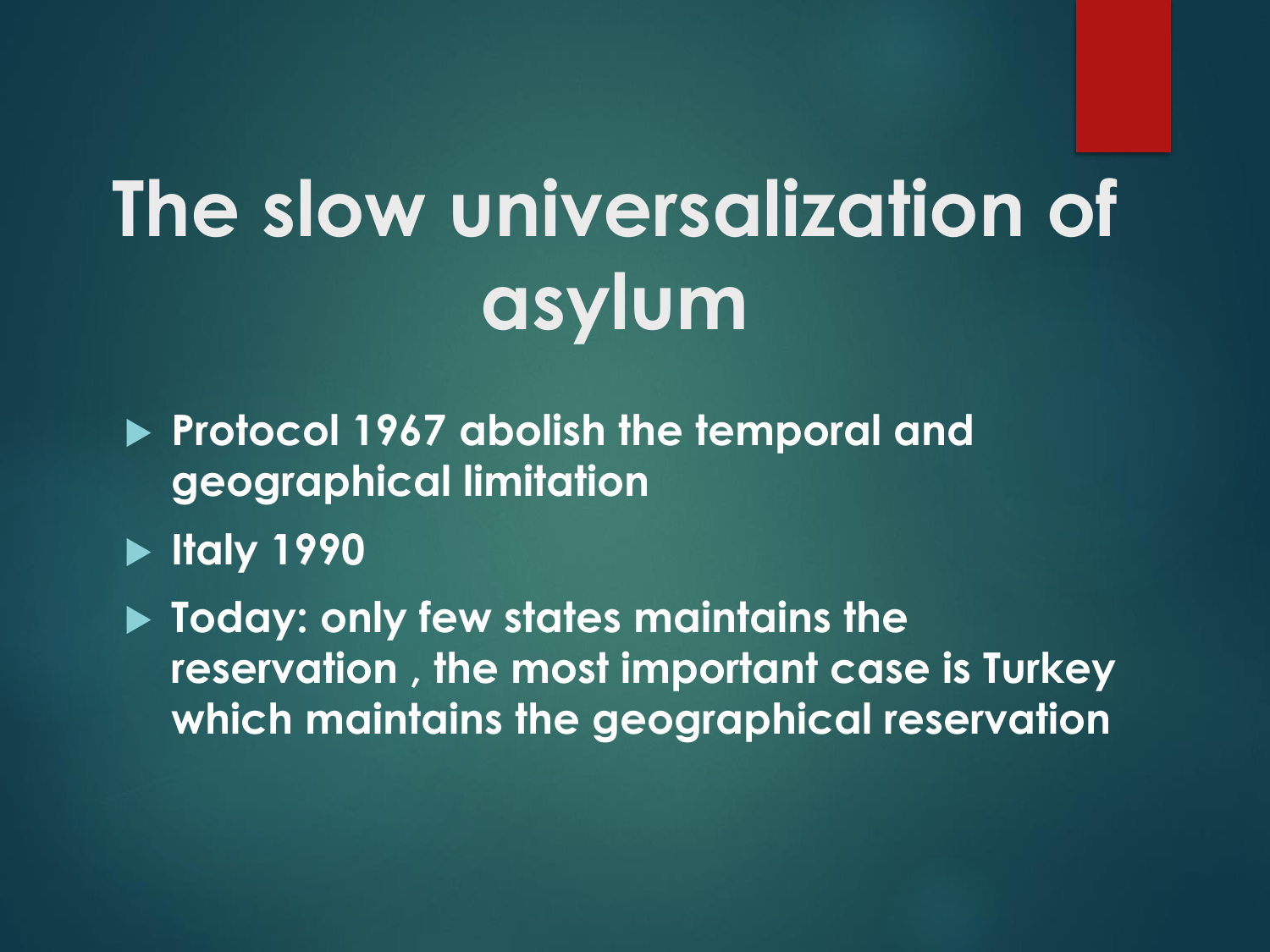# The slow universalization of asylum

- Protocol 1967 abolish the temporal and geographical limitation
- Italy 1990
- Today: only few states maintains the reservation , the most important case is Turkey which maintains the geographical reservation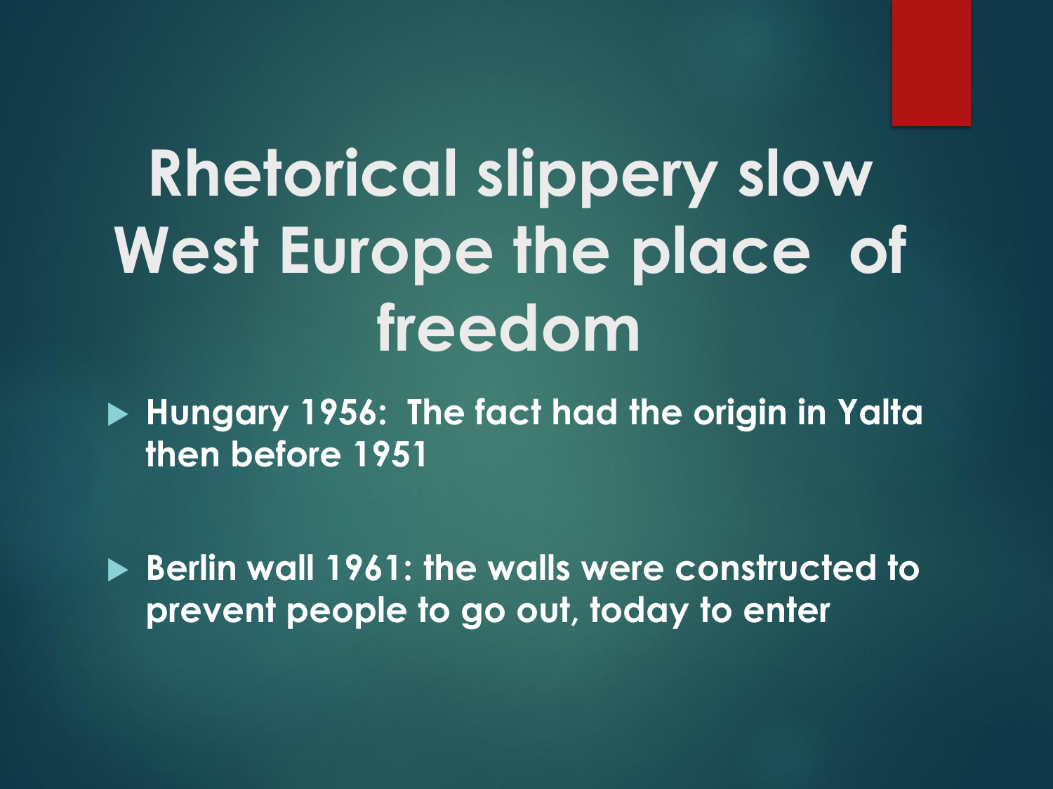# Rhetorical slippery slow West Europe the place of freedom

- **Hungary 1956: The fact had the origin in Yalta then before 1951**
- **Berlin wall 1961: the walls were constructed to prevent people to go out, today to enter**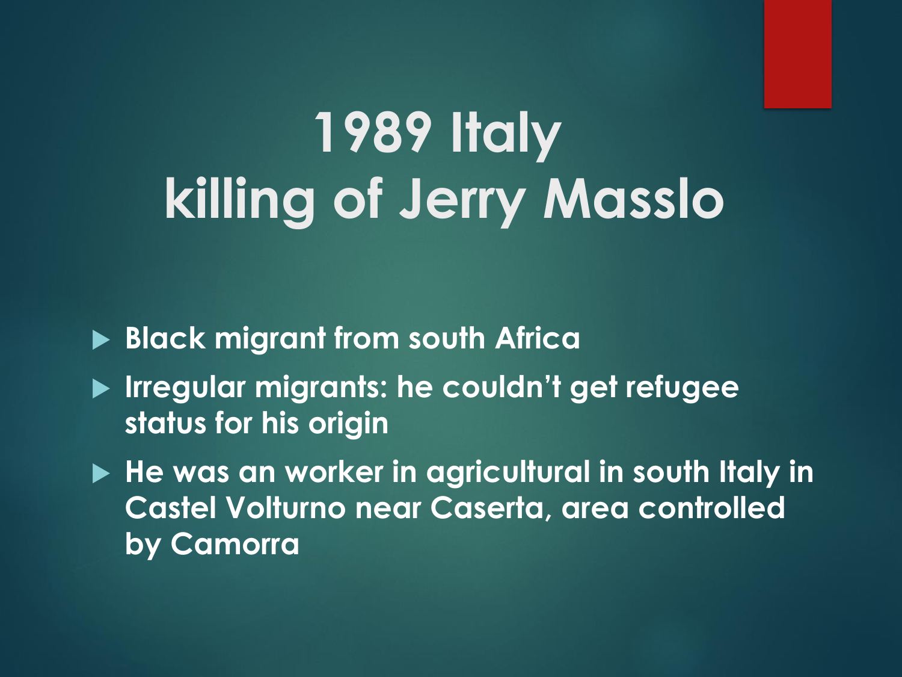# 1989 Italy killing of Jerry Masslo

- Black migrant from south Africa
- Irregular migrants: he couldn't get refugee status for his origin
- He was an worker in agricultural in south Italy in Castel Volturno near Caserta, area controlled by Camorra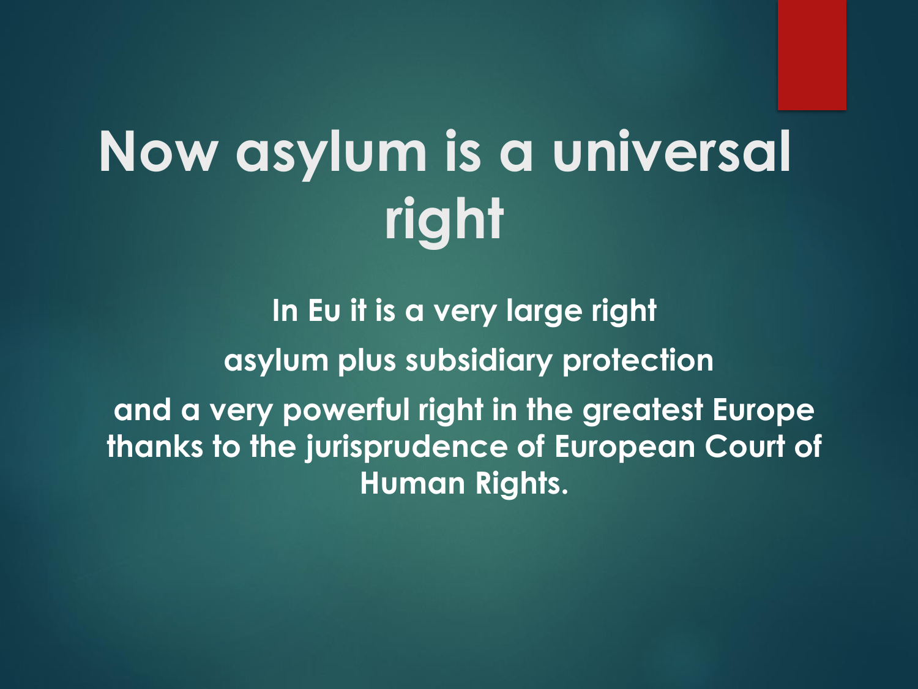# Now asylum is a universal right

**In Eu it is a very large right**

**asylum plus subsidiary protection**

**and a very powerful right in the greatest Europe thanks to the jurisprudence of European Court of Human Rights.**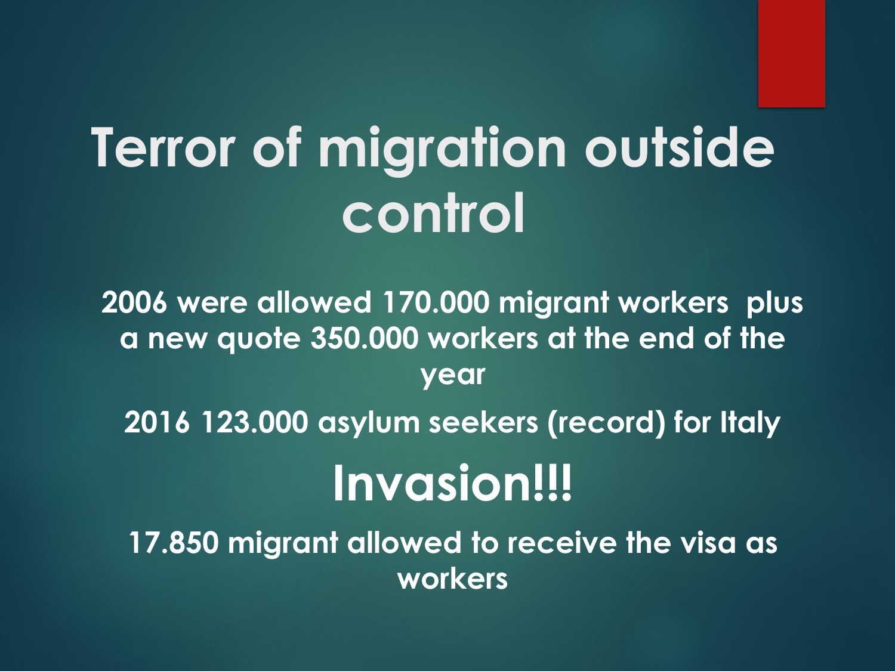# Terror of migration outside control

**2006 were allowed 170.000 migrant workers plus a new quote 350.000 workers at the end of the year**

**2016 123.000 asylum seekers (record) for Italy**

## Invasion!!!

**17.850 migrant allowed to receive the visa as workers**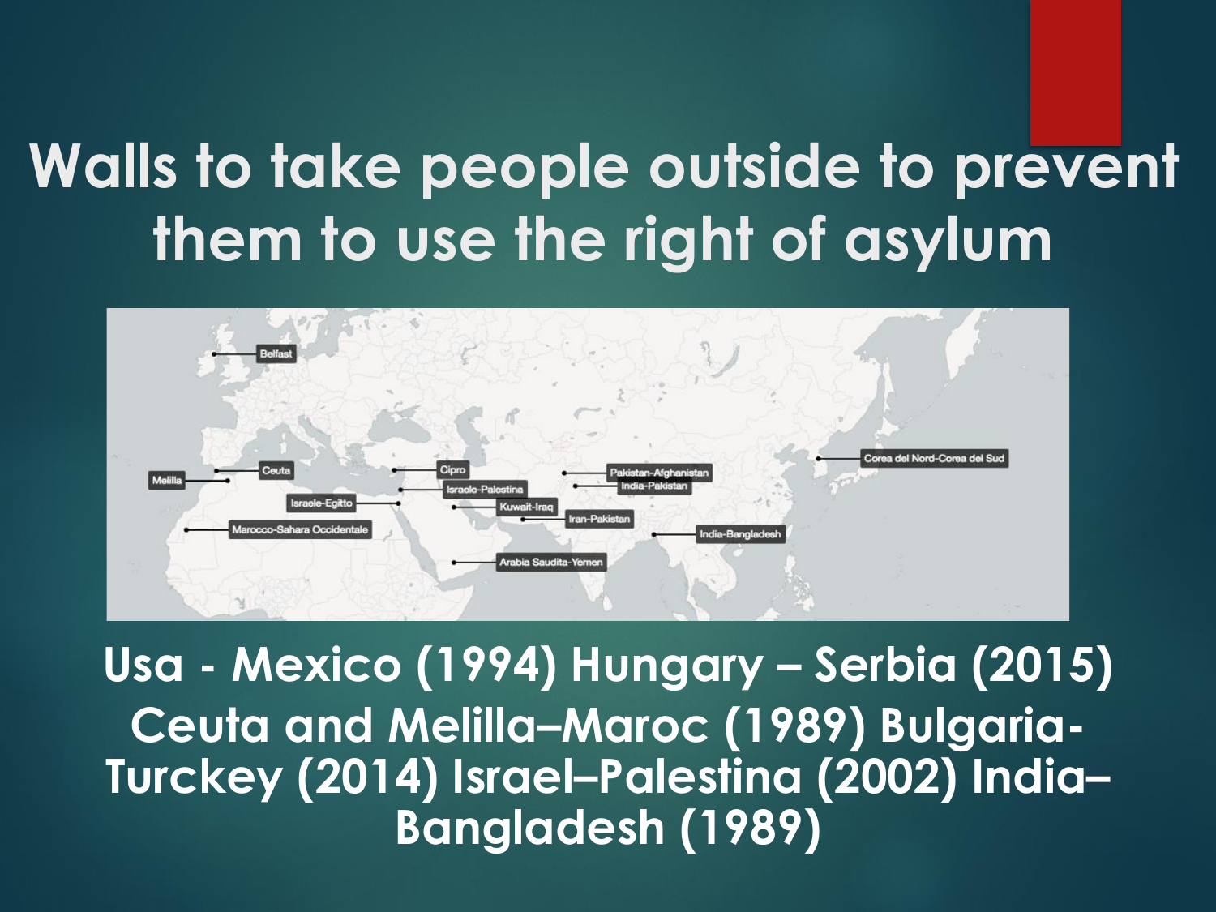# Walls to take people outside to prevent them to use the right of asylum

**Usa - Mexico (1994) Hungary – Serbia (2015) Ceuta and Melilla–Maroc (1989) Bulgaria-Turckey (2014) Israel–Palestina (2002) India–Bangladesh (1989)**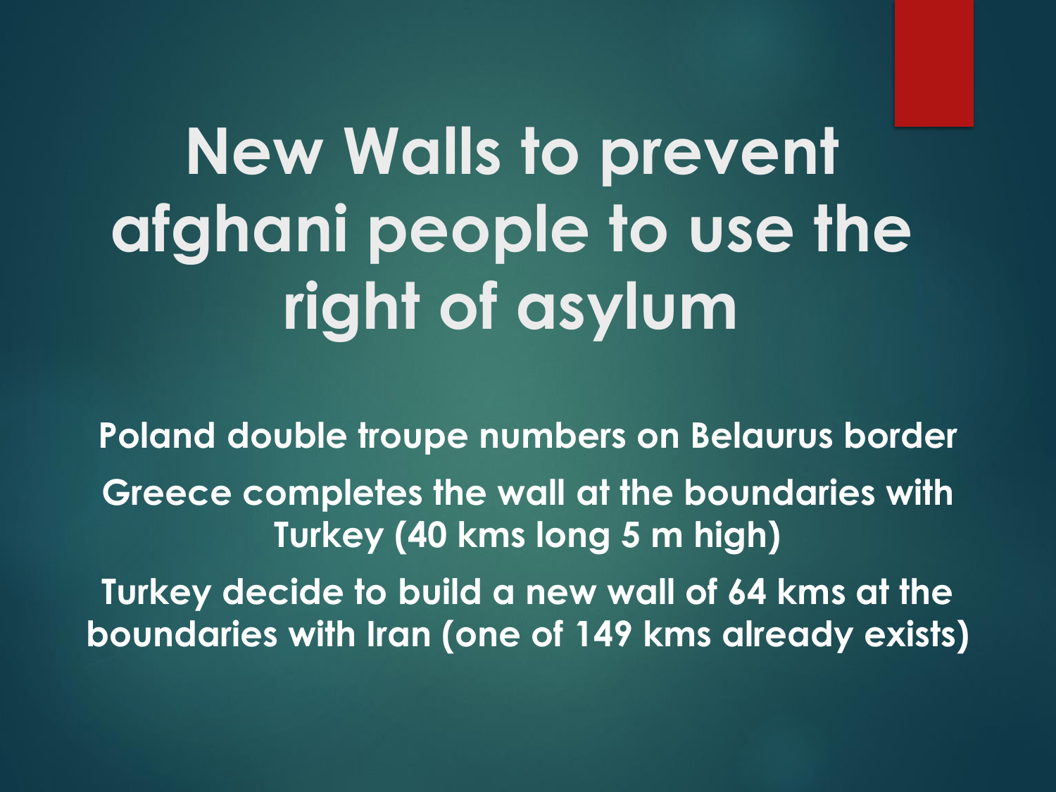# New Walls to prevent afghani people to use the right of asylum

**Poland double troupe numbers on Belaurus border**

**Greece completes the wall at the boundaries with Turkey (40 kms long 5 m high)**

**Turkey decide to build a new wall of 64 kms at the boundaries with Iran (one of 149 kms already exists)**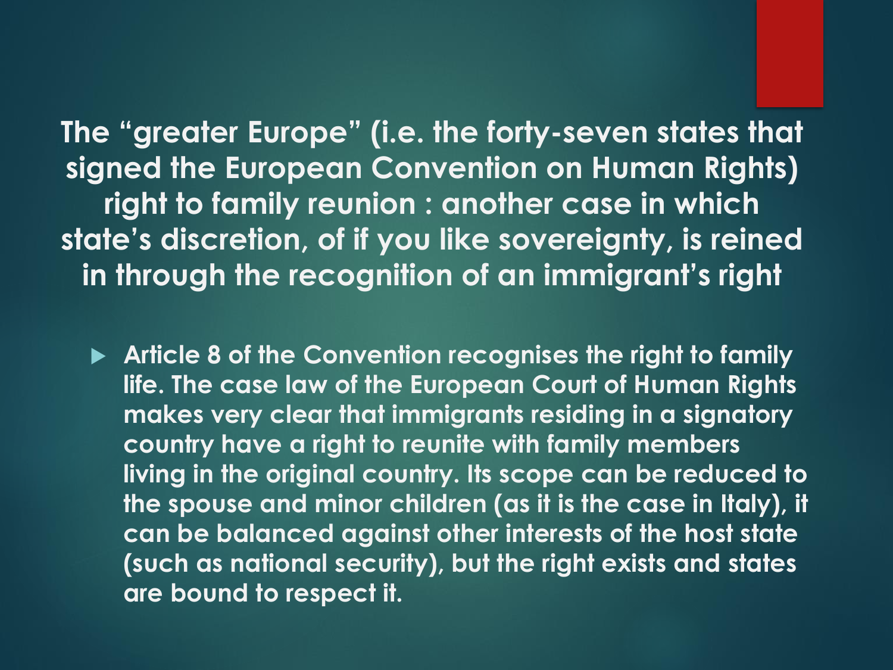# The "greater Europe" (i.e. the forty-seven states that signed the European Convention on Human Rights) right to family reunion : another case in which state's discretion, of if you like sovereignty, is reined in through the recognition of an immigrant's right

- **Article 8 of the Convention recognises the right to family life. The case law of the European Court of Human Rights makes very clear that immigrants residing in a signatory country have a right to reunite with family members living in the original country. Its scope can be reduced to the spouse and minor children (as it is the case in Italy), it can be balanced against other interests of the host state (such as national security), but the right exists and states are bound to respect it.**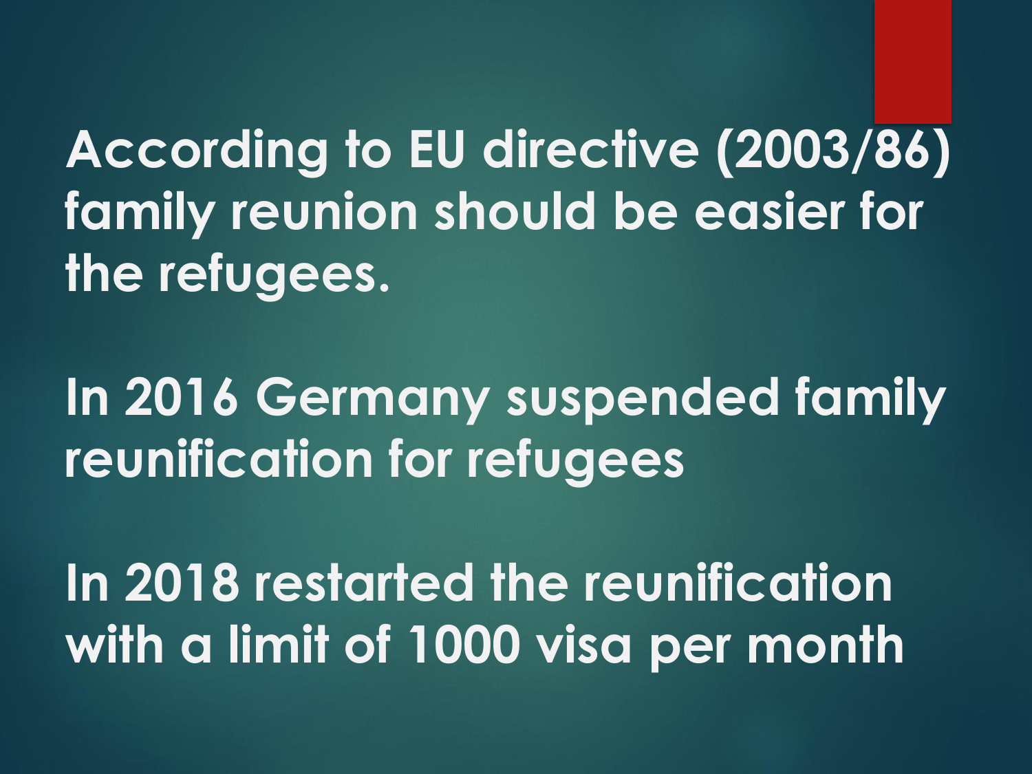According to EU directive (2003/86) family reunion should be easier for the refugees.

In 2016 Germany suspended family reunification for refugees

In 2018 restarted the reunification with a limit of 1000 visa per month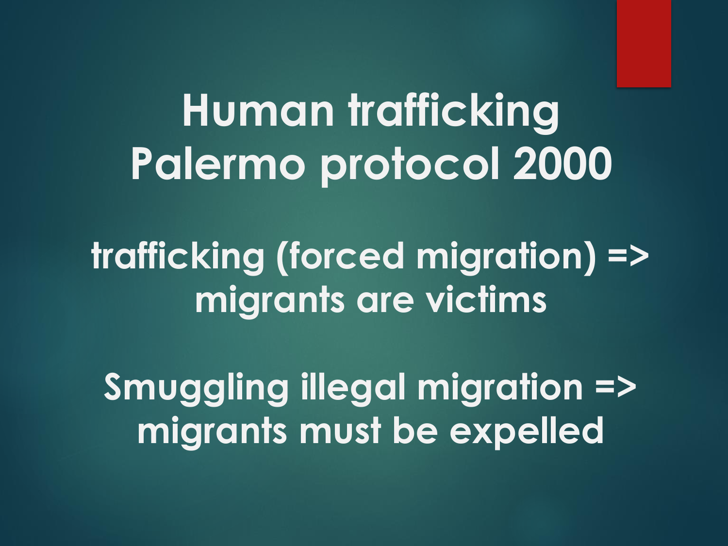# Human trafficking
# Palermo protocol 2000

**trafficking (forced migration) => migrants are victims**

**Smuggling illegal migration => migrants must be expelled**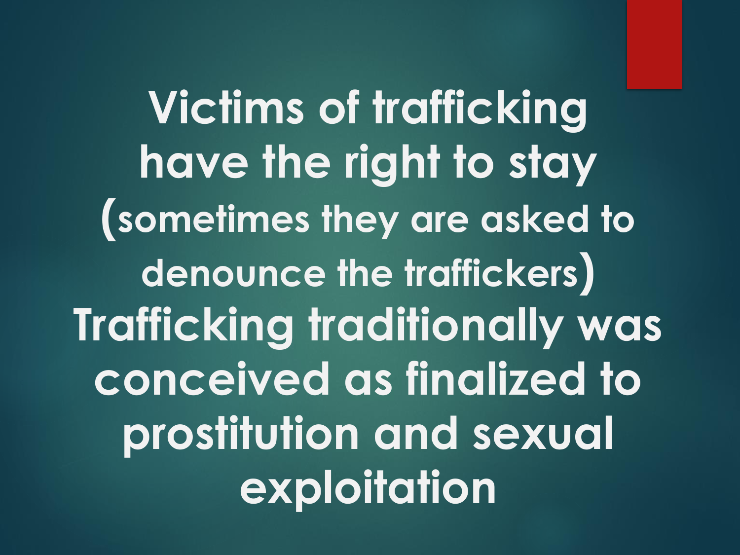**Victims of trafficking have the right to stay (sometimes they are asked to denounce the traffickers)**

**Trafficking traditionally was conceived as finalized to prostitution and sexual exploitation**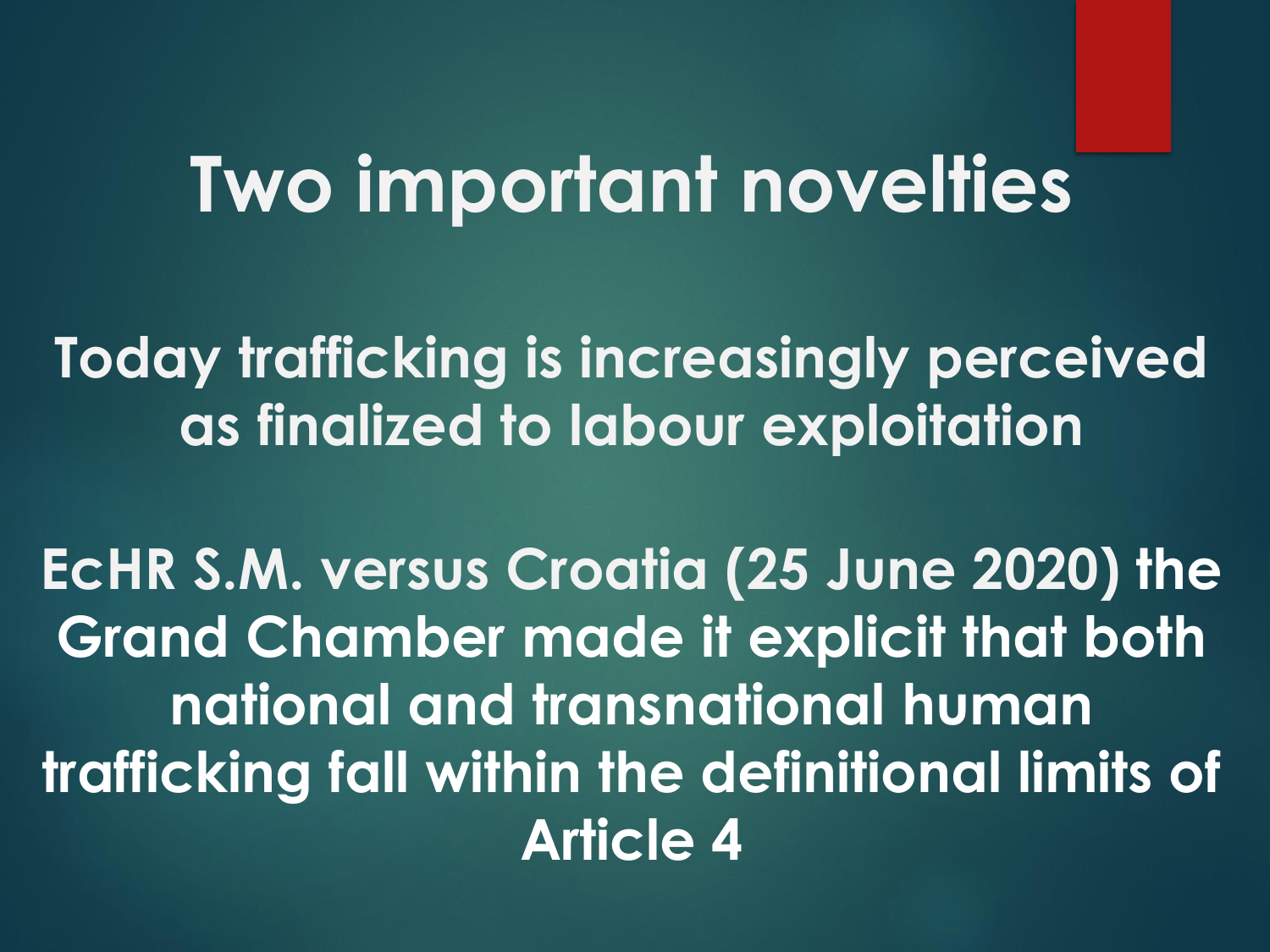# Two important novelties

**Today trafficking is increasingly perceived as finalized to labour exploitation**

**EcHR S.M. versus Croatia (25 June 2020) the Grand Chamber made it explicit that both national and transnational human trafficking fall within the definitional limits of Article 4**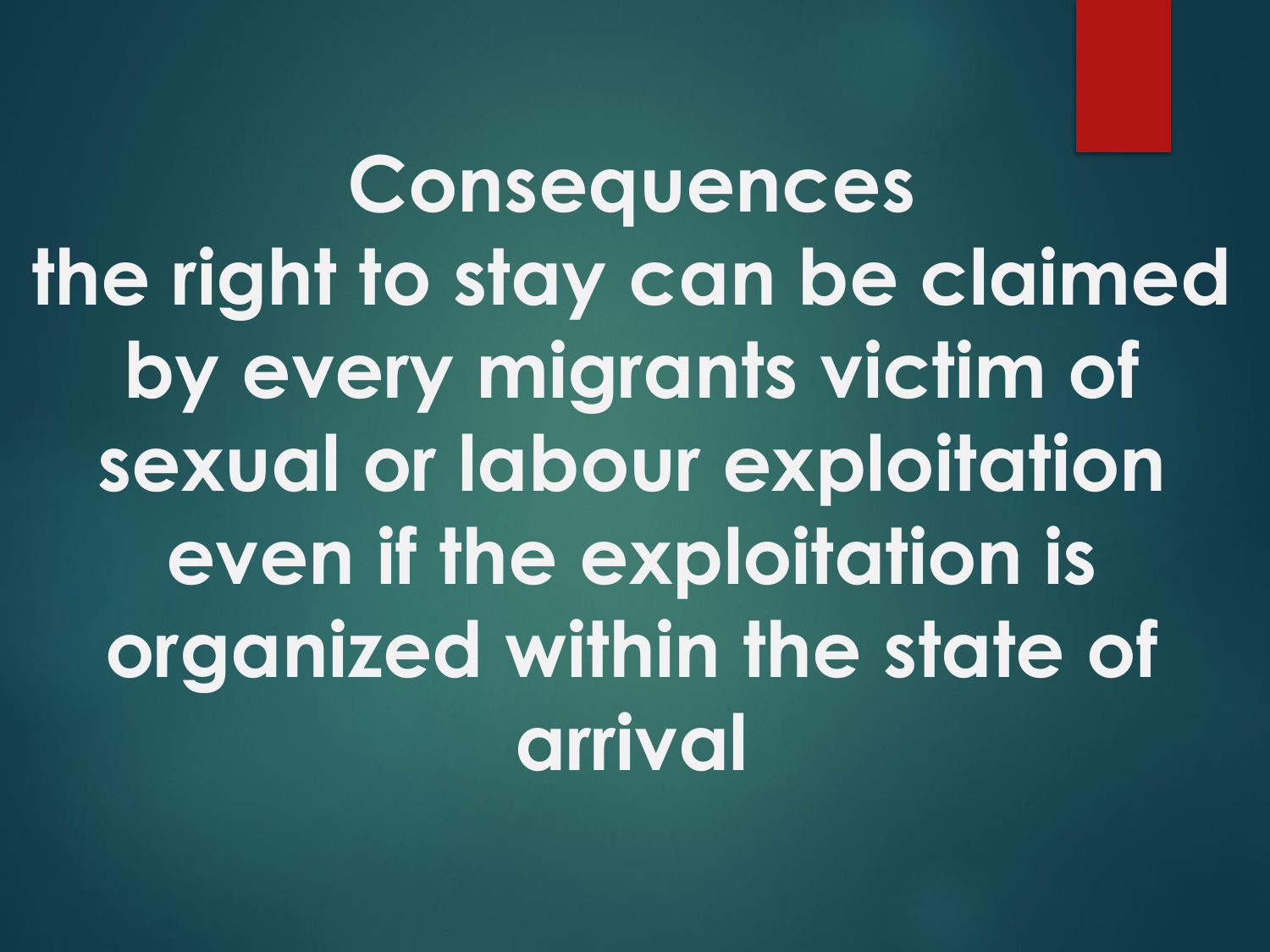# Consequences

the right to stay can be claimed by every migrants victim of sexual or labour exploitation even if the exploitation is organized within the state of arrival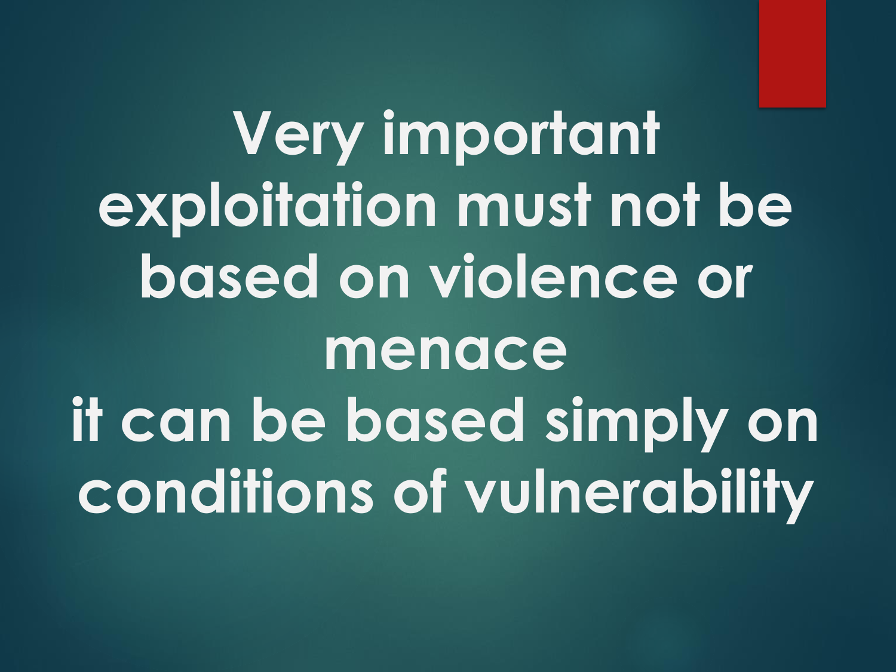**Very important exploitation must not be based on violence or menace it can be based simply on conditions of vulnerability**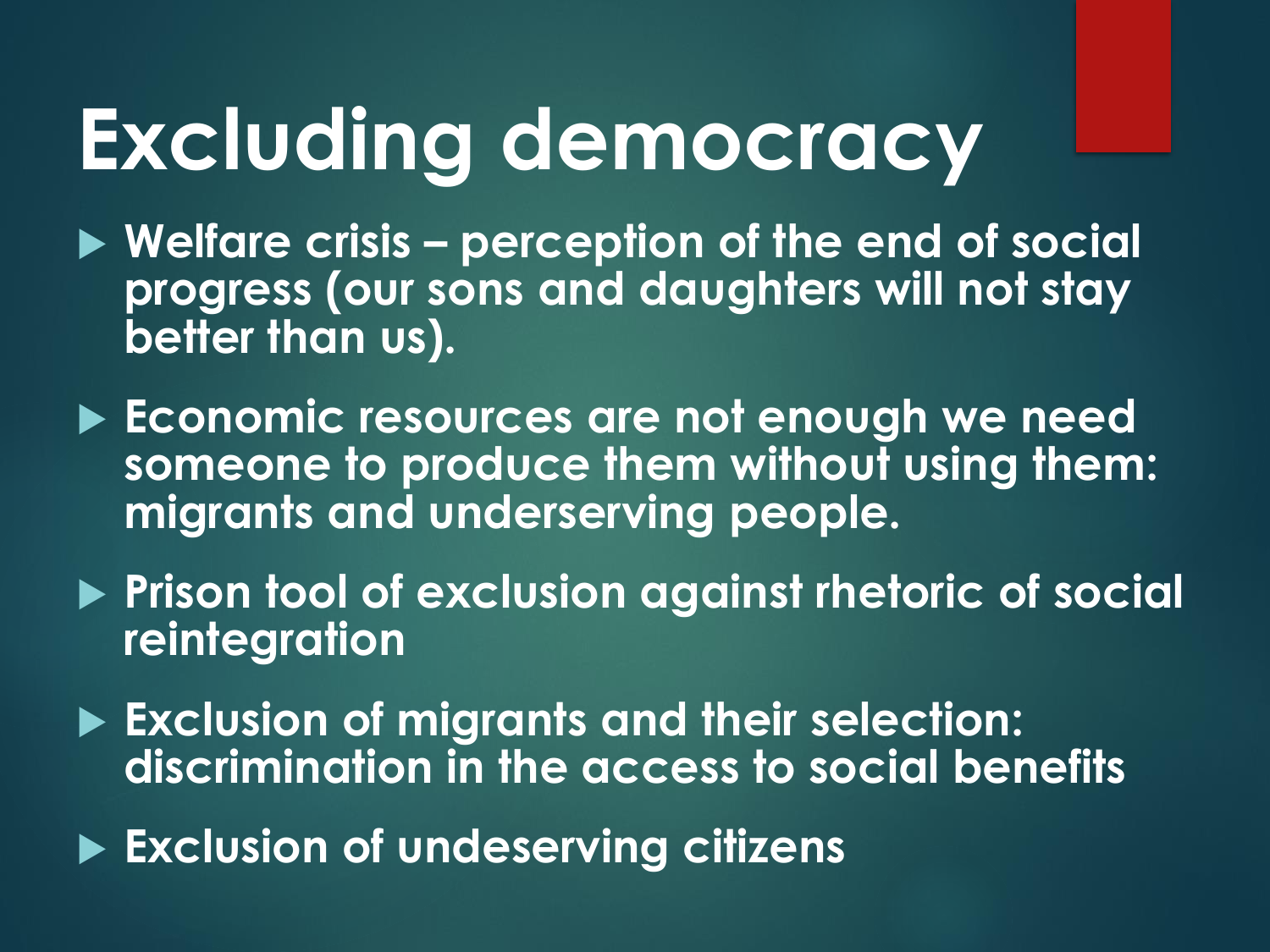# Excluding democracy

- **Welfare crisis – perception of the end of social progress (our sons and daughters will not stay better than us).**
- **Economic resources are not enough we need someone to produce them without using them: migrants and underserving people.**
- **Prison tool of exclusion against rhetoric of social reintegration**
- **Exclusion of migrants and their selection: discrimination in the access to social benefits**
- **Exclusion of undeserving citizens**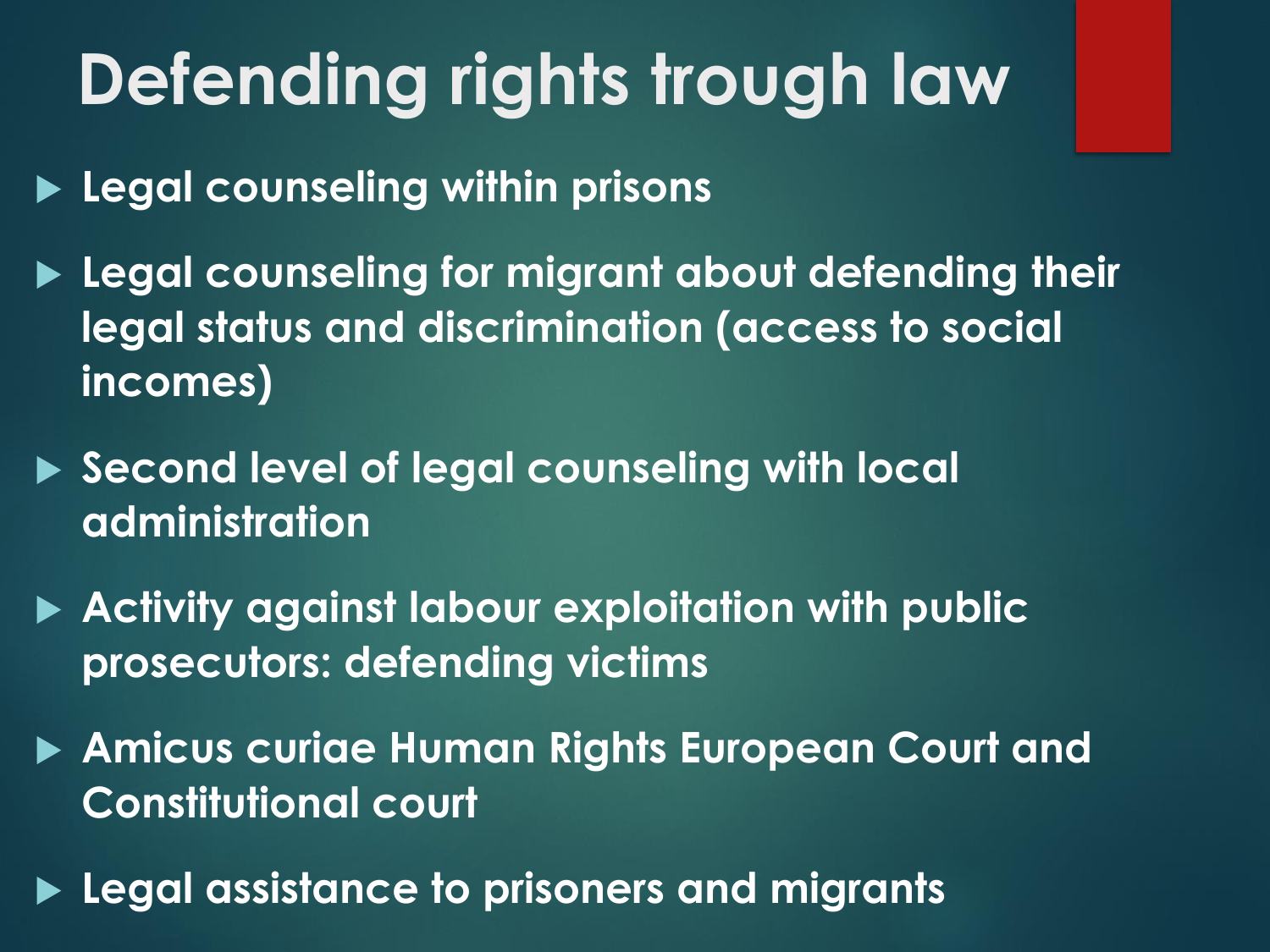# Defending rights trough law

- Legal counseling within prisons
- Legal counseling for migrant about defending their legal status and discrimination (access to social incomes)
- Second level of legal counseling with local administration
- Activity against labour exploitation with public prosecutors: defending victims
- Amicus curiae Human Rights European Court and Constitutional court
- Legal assistance to prisoners and migrants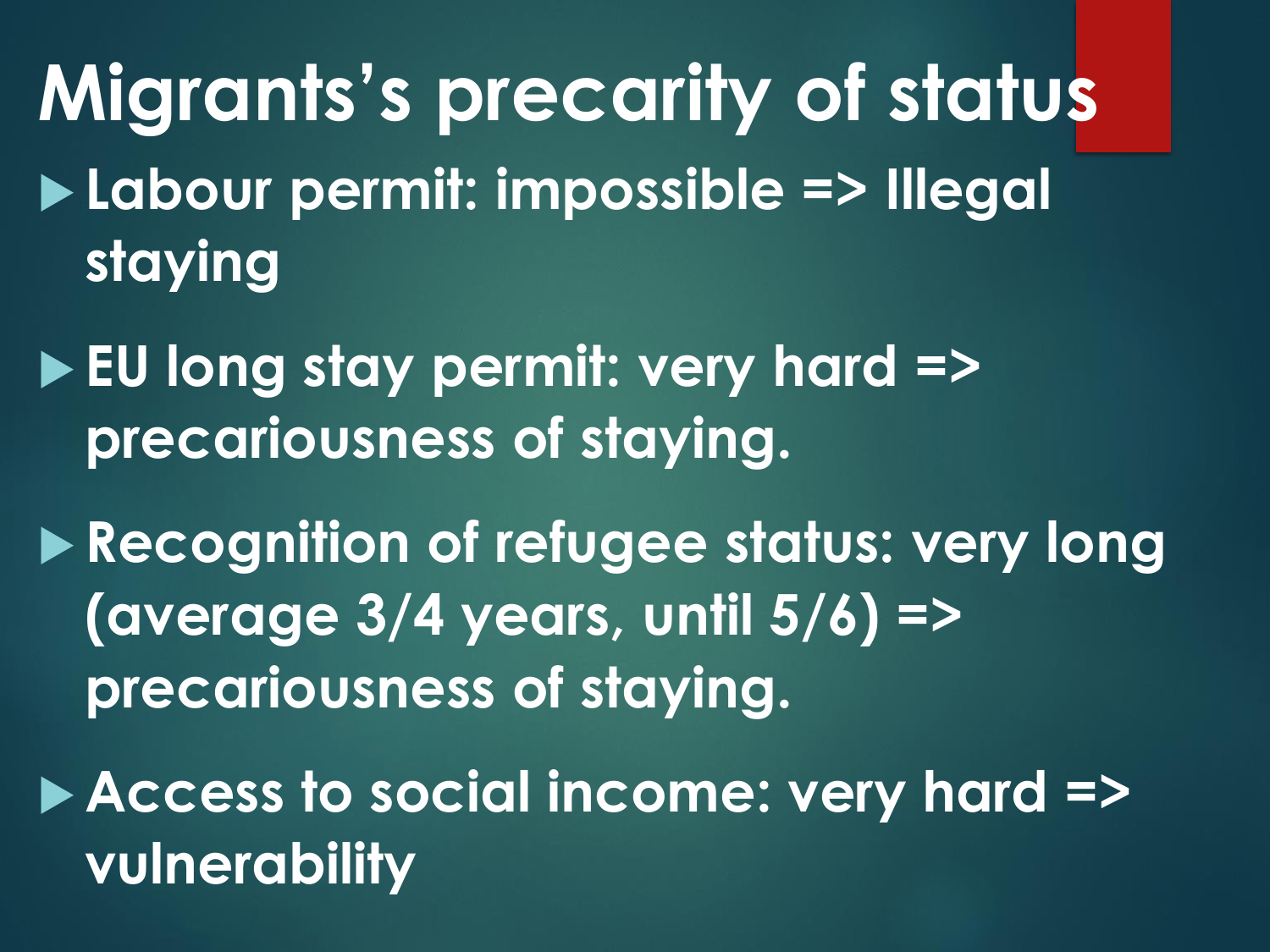# Migrants's precarity of status

- Labour permit: impossible => Illegal staying
- EU long stay permit: very hard => precariousness of staying.
- Recognition of refugee status: very long (average 3/4 years, until 5/6) => precariousness of staying.
- Access to social income: very hard => vulnerability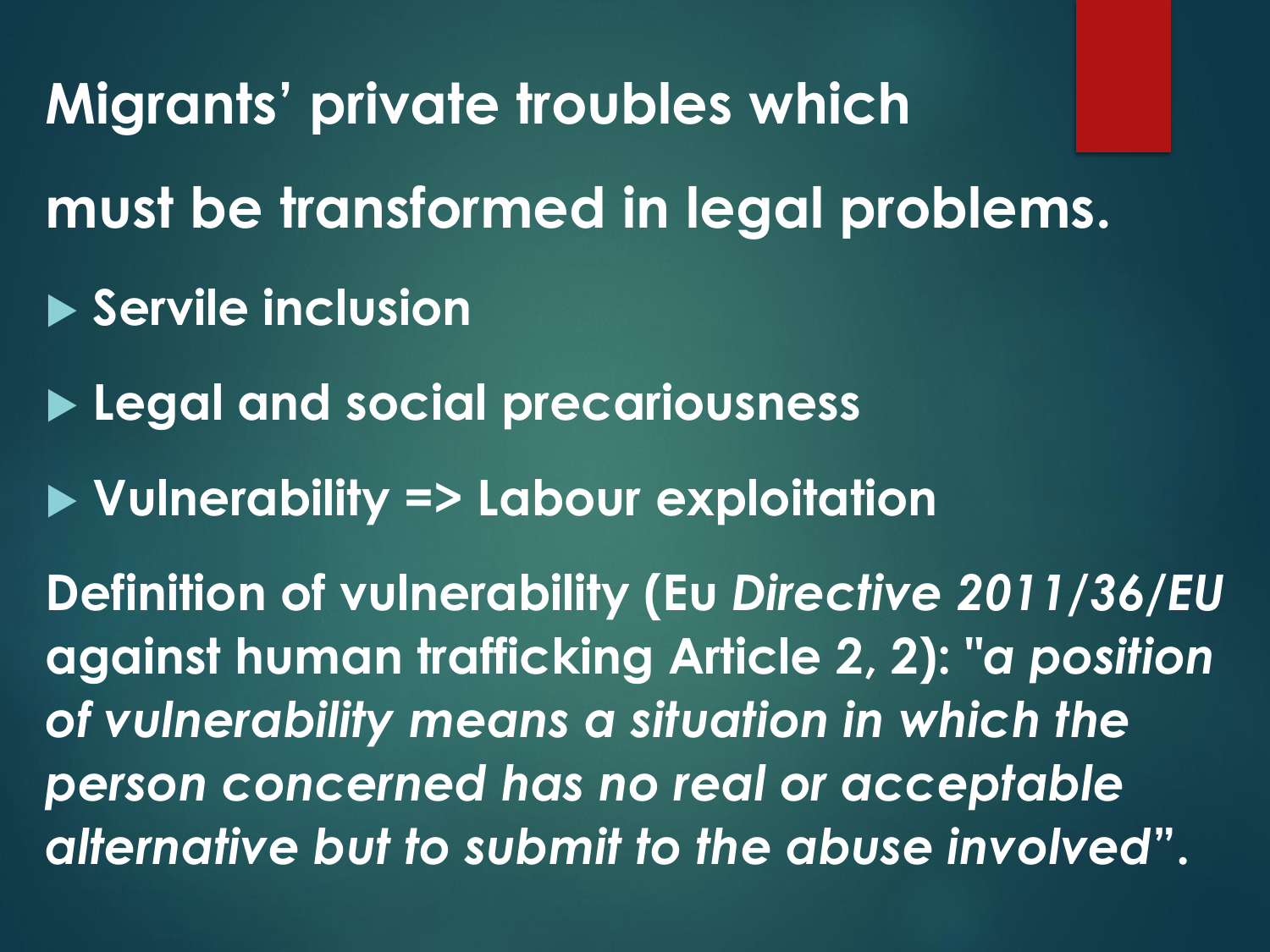## Migrants' private troubles which must be transformed in legal problems.

- Servile inclusion
- Legal and social precariousness
- Vulnerability => Labour exploitation

**Definition of vulnerability (Eu *Directive 2011/36/EU* against human trafficking Article 2, 2): "*a position of vulnerability means a situation in which the person concerned has no real or acceptable alternative but to submit to the abuse involved*".**